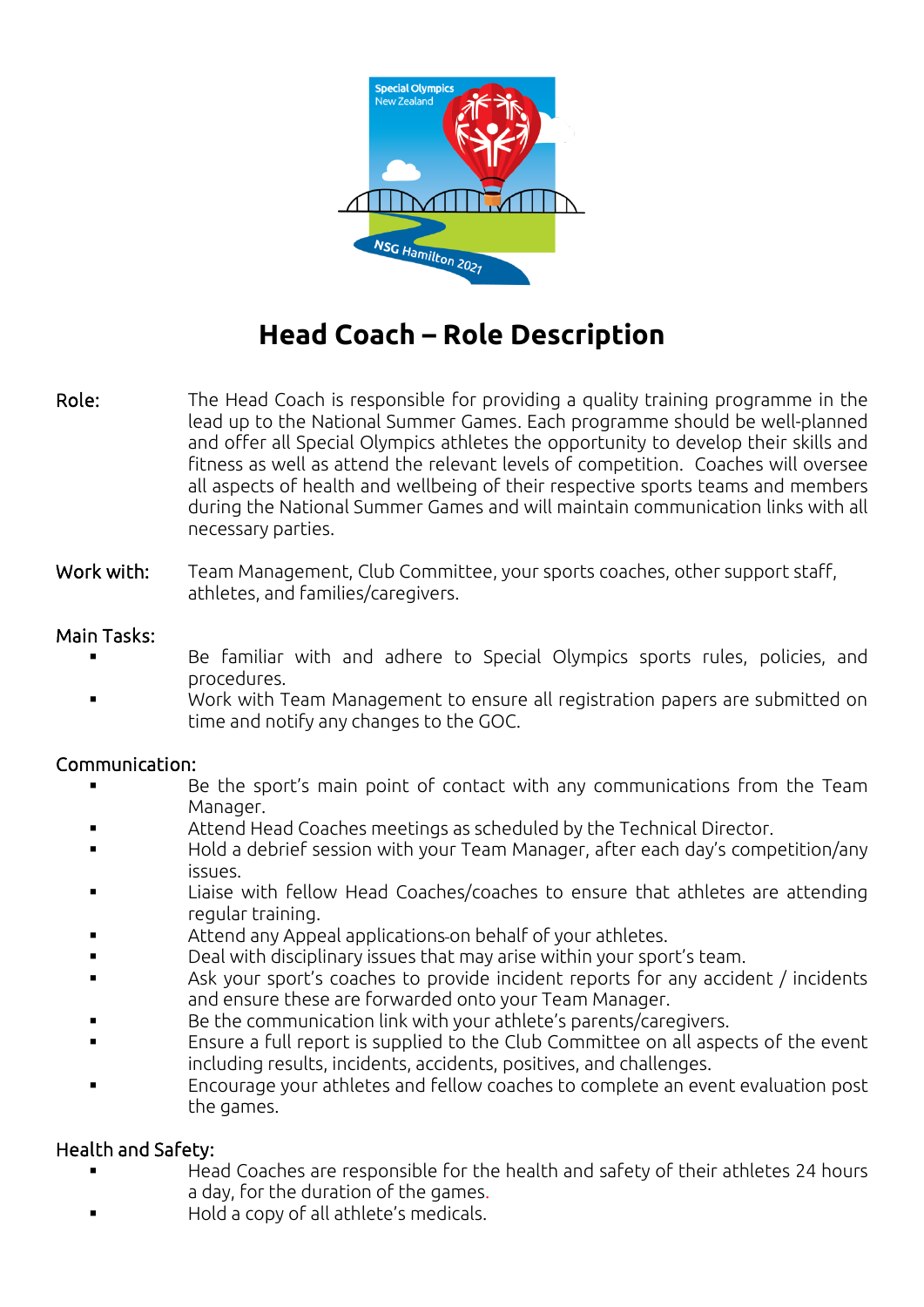# Head Coach – Role Description

**Role:** The Head Coach is responsible for providing a quality training programme in the lead up to the National Summer Games. Each programme should be well-planned and offer all Special Olympics athletes the opportunity to develop their skills and fitness as well as attend the relevant levels of competition. Coaches will oversee all aspects of health and wellbeing of their respective sports teams and members during the National Summer Games and will maintain communication links with all necessary parties.

**Work with:** Team Management, Club Committee, your sports coaches, other support staff, athletes, and families/caregivers.

## Main Tasks:

- Be familiar with and adhere to Special Olympics sports rules, policies, and procedures.
- Work with Team Management to ensure all registration papers are submitted on time and notify any changes to the GOC.

## Communication:

- Be the sport's main point of contact with any communications from the Team Manager.
- Attend Head Coaches meetings as scheduled by the Technical Director.
- Hold a debrief session with your Team Manager, after each day's competition/any issues.
- Liaise with fellow Head Coaches/coaches to ensure that athletes are attending regular training.
- Attend any Appeal applications on behalf of your athletes.
- Deal with disciplinary issues that may arise within your sport's team.
- Ask your sport's coaches to provide incident reports for any accident / incidents and ensure these are forwarded onto your Team Manager.
- Be the communication link with your athlete's parents/caregivers.
- Ensure a full report is supplied to the Club Committee on all aspects of the event including results, incidents, accidents, positives, and challenges.
- Encourage your athletes and fellow coaches to complete an event evaluation post the games.

## Health and Safety:

- Head Coaches are responsible for the health and safety of their athletes 24 hours a day, for the duration of the games.
- Hold a copy of all athlete's medicals.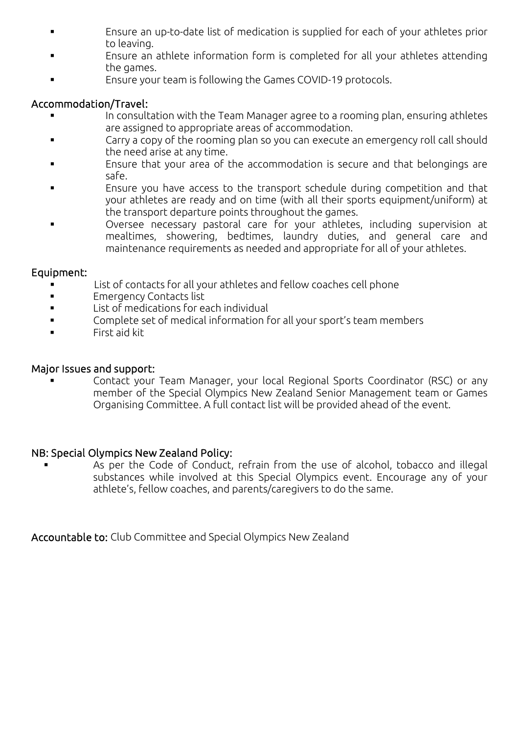- Ensure an up-to-date list of medication is supplied for each of your athletes prior to leaving.
- Ensure an athlete information form is completed for all your athletes attending the games.
- Ensure your team is following the Games COVID-19 protocols.

## Accommodation/Travel:

- In consultation with the Team Manager agree to a rooming plan, ensuring athletes are assigned to appropriate areas of accommodation.
- Carry a copy of the rooming plan so you can execute an emergency roll call should the need arise at any time.
- Ensure that your area of the accommodation is secure and that belongings are safe.
- Ensure you have access to the transport schedule during competition and that your athletes are ready and on time (with all their sports equipment/uniform) at the transport departure points throughout the games.
- Oversee necessary pastoral care for your athletes, including supervision at mealtimes, showering, bedtimes, laundry duties, and general care and maintenance requirements as needed and appropriate for all of your athletes.

## Equipment:

- List of contacts for all your athletes and fellow coaches cell phone
- Emergency Contacts list
- List of medications for each individual
- Complete set of medical information for all your sport's team members
- First aid kit

## Major Issues and support:

- Contact your Team Manager, your local Regional Sports Coordinator (RSC) or any member of the Special Olympics New Zealand Senior Management team or Games Organising Committee. A full contact list will be provided ahead of the event.

## NB: Special Olympics New Zealand Policy:

- As per the Code of Conduct, refrain from the use of alcohol, tobacco and illegal substances while involved at this Special Olympics event. Encourage any of your athlete's, fellow coaches, and parents/caregivers to do the same.

**Accountable to:** Club Committee and Special Olympics New Zealand